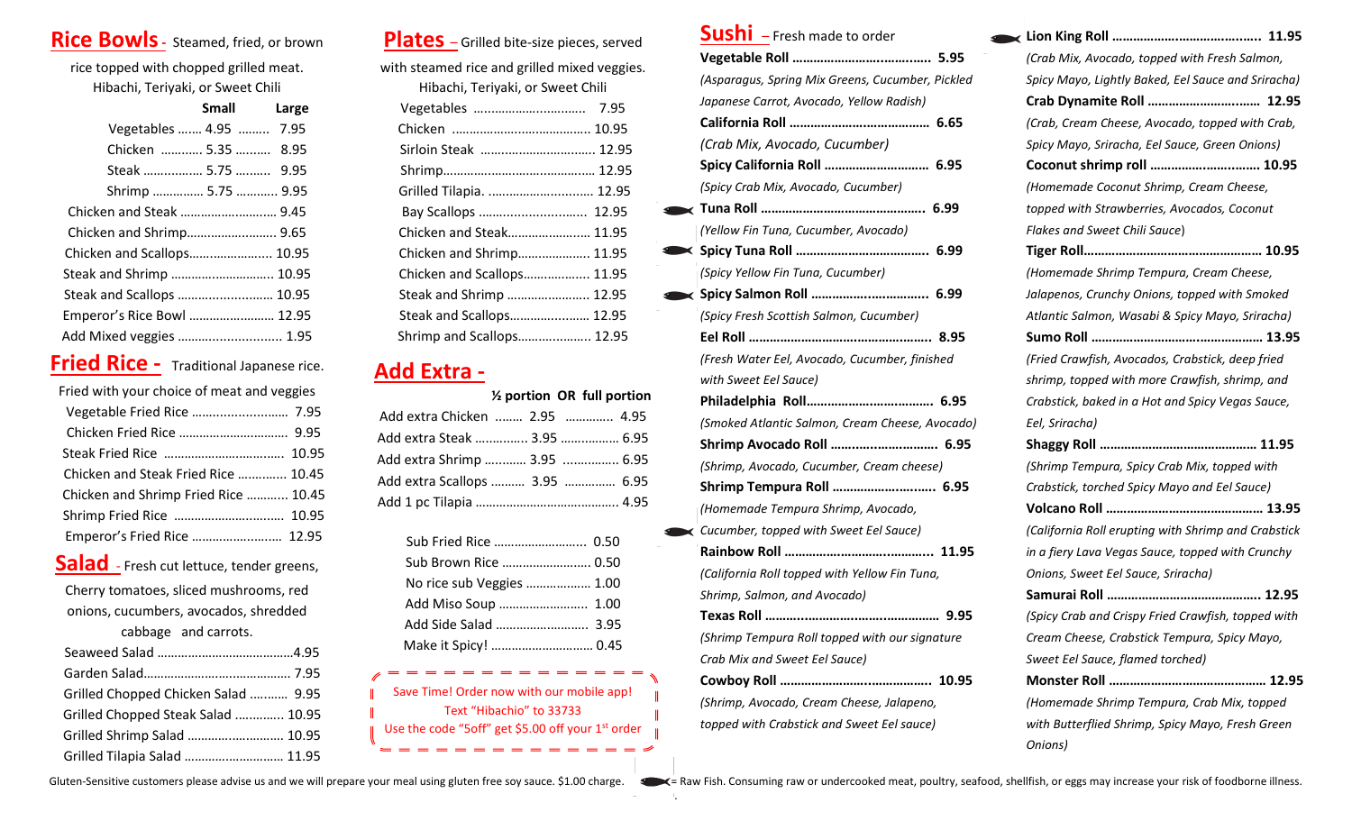## Rice Bowls - Steamed, fried, or brown rice topped with chopped grilled meat.

Hibachi, Teriyaki, or Sweet Chili

| | Small | Large |
|---|---|---|
| Vegetables | 4.95 | 7.95 |
| Chicken | 5.35 | 8.95 |
| Steak | 5.75 | 9.95 |
| Shrimp | 5.75 | 9.95 |

- Chicken and Steak ............................ 9.45
- Chicken and Shrimp.......................... 9.65
- Chicken and Scallops........................ 10.95
- Steak and Shrimp ............................. 10.95
- Steak and Scallops ........................... 10.95
- Emperor's Rice Bowl ......................... 12.95
- Add Mixed veggies ............................ 1.95

## Fried Rice - Traditional Japanese rice.

Fried with your choice of meat and veggies

- Vegetable Fried Rice ........................... 7.95
- Chicken Fried Rice ............................... 9.95
- Steak Fried Rice .................................. 10.95
- Chicken and Steak Fried Rice .............. 10.45
- Chicken and Shrimp Fried Rice ............ 10.45
- Shrimp Fried Rice ................................ 10.95
- Emperor's Fried Rice .......................... 12.95

## Salad - Fresh cut lettuce, tender greens,

Cherry tomatoes, sliced mushrooms, red onions, cucumbers, avocados, shredded cabbage and carrots.

- Seaweed Salad .......................................4.95
- Garden Salad.......................................... 7.95
- Grilled Chopped Chicken Salad ........... 9.95
- Grilled Chopped Steak Salad .............. 10.95
- Grilled Shrimp Salad ............................ 10.95
- Grilled Tilapia Salad ............................ 11.95

## Plates – Grilled bite-size pieces, served

with steamed rice and grilled mixed veggies.

Hibachi, Teriyaki, or Sweet Chili

- Vegetables ................................ 7.95
- Chicken ........................................ 10.95
- Sirloin Steak ................................ 12.95
- Shrimp........................................... 12.95
- Grilled Tilapia. .............................. 12.95
- Bay Scallops ................................ 12.95
- Chicken and Steak........................ 11.95
- Chicken and Shrimp..................... 11.95
- Chicken and Scallops................... 11.95
- Steak and Shrimp ........................ 12.95
- Steak and Scallops....................... 12.95
- Shrimp and Scallops..................... 12.95

## Add Extra -

| | ½ portion | full portion |
|---|---|---|
| Add extra Chicken | 2.95 | 4.95 |
| Add extra Steak | 3.95 | 6.95 |
| Add extra Shrimp | 3.95 | 6.95 |
| Add extra Scallops | 3.95 | 6.95 |
| Add 1 pc Tilapia | | 4.95 |

- Sub Fried Rice .......................... 0.50
- Sub Brown Rice ......................... 0.50
- No rice sub Veggies .................. 1.00
- Add Miso Soup ......................... 1.00
- Add Side Salad ......................... 3.95
- Make it Spicy! ............................ 0.45

Save Time! Order now with our mobile app! Text "Hibachio" to 33733 Use the code "5off" get $5.00 off your 1st order

## Sushi – Fresh made to order

**Vegetable Roll ....................................... 5.95**
*(Asparagus, Spring Mix Greens, Cucumber, Pickled Japanese Carrot, Avocado, Yellow Radish)*

**California Roll ....................................... 6.65**
*(Crab Mix, Avocado, Cucumber)*

**Spicy California Roll ............................. 6.95**
*(Spicy Crab Mix, Avocado, Cucumber)*

**Tuna Roll ............................................... 6.99**
*(Yellow Fin Tuna, Cucumber, Avocado)*

**Spicy Tuna Roll ..................................... 6.99**
*(Spicy Yellow Fin Tuna, Cucumber)*

**Spicy Salmon Roll ................................ 6.99**
*(Spicy Fresh Scottish Salmon, Cucumber)*

**Eel Roll .................................................. 8.95**
*(Fresh Water Eel, Avocado, Cucumber, finished with Sweet Eel Sauce)*

**Philadelphia Roll.................................... 6.95**
*(Smoked Atlantic Salmon, Cream Cheese, Avocado)*

**Shrimp Avocado Roll ............................. 6.95**
*(Shrimp, Avocado, Cucumber, Cream cheese)*

**Shrimp Tempura Roll ............................ 6.95**
*(Homemade Tempura Shrimp, Avocado, Cucumber, topped with Sweet Eel Sauce)*

**Rainbow Roll .......................................... 11.95**
*(California Roll topped with Yellow Fin Tuna, Shrimp, Salmon, and Avocado)*

**Texas Roll ............................................... 9.95**
*(Shrimp Tempura Roll topped with our signature Crab Mix and Sweet Eel Sauce)*

**Cowboy Roll .......................................... 10.95**
*(Shrimp, Avocado, Cream Cheese, Jalapeno, topped with Crabstick and Sweet Eel sauce)*

**Lion King Roll ......................................... 11.95**
*(Crab Mix, Avocado, topped with Fresh Salmon, Spicy Mayo, Lightly Baked, Eel Sauce and Sriracha)*

**Crab Dynamite Roll ................................ 12.95**
*(Crab, Cream Cheese, Avocado, topped with Crab, Spicy Mayo, Sriracha, Eel Sauce, Green Onions)*

**Coconut shrimp roll ............................... 10.95**
*(Homemade Coconut Shrimp, Cream Cheese, topped with Strawberries, Avocados, Coconut Flakes and Sweet Chili Sauce)*

**Tiger Roll................................................. 10.95**
*(Homemade Shrimp Tempura, Cream Cheese, Jalapenos, Crunchy Onions, topped with Smoked Atlantic Salmon, Wasabi & Spicy Mayo, Sriracha)*

**Sumo Roll ............................................... 13.95**
*(Fried Crawfish, Avocados, Crabstick, deep fried shrimp, topped with more Crawfish, shrimp, and Crabstick, baked in a Hot and Spicy Vegas Sauce, Eel, Sriracha)*

**Shaggy Roll ............................................ 11.95**
*(Shrimp Tempura, Spicy Crab Mix, topped with Crabstick, torched Spicy Mayo and Eel Sauce)*

**Volcano Roll ............................................ 13.95**
*(California Roll erupting with Shrimp and Crabstick in a fiery Lava Vegas Sauce, topped with Crunchy Onions, Sweet Eel Sauce, Sriracha)*

**Samurai Roll ........................................... 12.95**
*(Spicy Crab and Crispy Fried Crawfish, topped with Cream Cheese, Crabstick Tempura, Spicy Mayo, Sweet Eel Sauce, flamed torched)*

**Monster Roll ............................................ 12.95**
*(Homemade Shrimp Tempura, Crab Mix, topped with Butterflied Shrimp, Spicy Mayo, Fresh Green Onions)*

Gluten-Sensitive customers please advise us and we will prepare your meal using gluten free soy sauce. $1.00 charge.

(fish symbol) = Raw Fish. Consuming raw or undercooked meat, poultry, seafood, shellfish, or eggs may increase your risk of foodborne illness.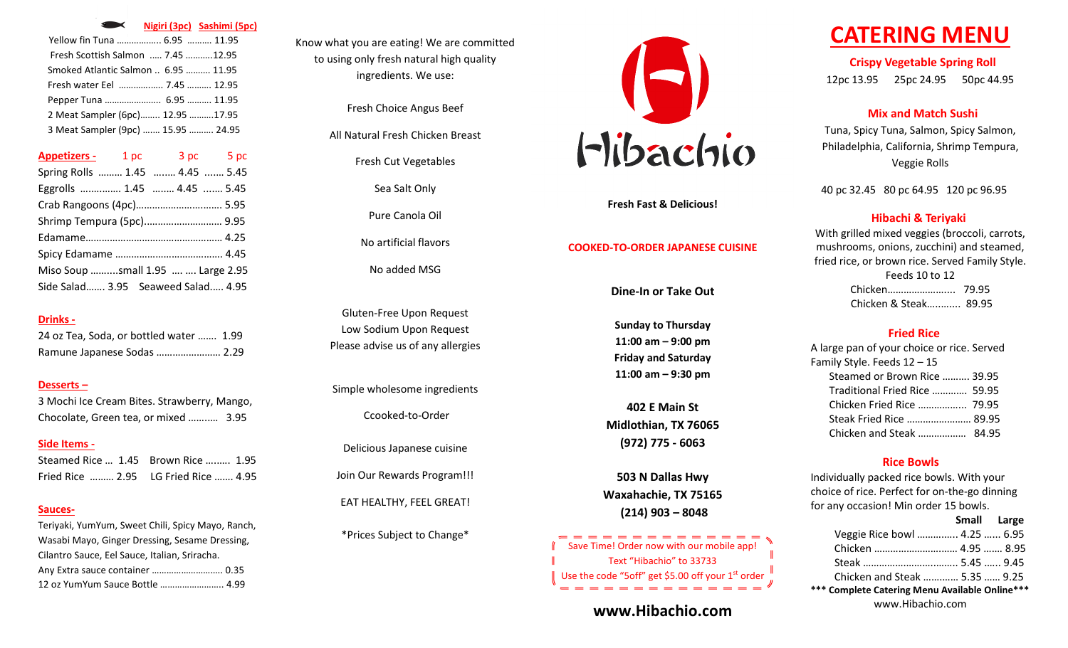| | Nigiri (3pc) | Sashimi (5pc) |
|---|---|---|
| Yellow fin Tuna | 6.95 | 11.95 |
| Fresh Scottish Salmon | 7.45 | 12.95 |
| Smoked Atlantic Salmon | 6.95 | 11.95 |
| Fresh water Eel | 7.45 | 12.95 |
| Pepper Tuna | 6.95 | 11.95 |
| 2 Meat Sampler (6pc) | 12.95 | 17.95 |
| 3 Meat Sampler (9pc) | 15.95 | 24.95 |

## Appetizers -

| | 1 pc | 3 pc | 5 pc |
|---|---|---|---|
| Spring Rolls | 1.45 | 4.45 | 5.45 |
| Eggrolls | 1.45 | 4.45 | 5.45 |

Crab Rangoons (4pc)................................ 5.95
Shrimp Tempura (5pc)............................. 9.95
Edamame................................................... 4.25
Spicy Edamame ........................................ 4.45
Miso Soup ..........small 1.95 .... .... Large 2.95
Side Salad....... 3.95 Seaweed Salad..... 4.95

## Drinks -

24 oz Tea, Soda, or bottled water ....... 1.99
Ramune Japanese Sodas ........................ 2.29

## Desserts –

3 Mochi Ice Cream Bites. Strawberry, Mango, Chocolate, Green tea, or mixed ........... 3.95

## Side Items -

Steamed Rice ... 1.45 Brown Rice ......... 1.95
Fried Rice ......... 2.95 LG Fried Rice ....... 4.95

## Sauces-

Teriyaki, YumYum, Sweet Chili, Spicy Mayo, Ranch, Wasabi Mayo, Ginger Dressing, Sesame Dressing, Cilantro Sauce, Eel Sauce, Italian, Sriracha.

Any Extra sauce container ............................ 0.35
12 oz YumYum Sauce Bottle .......................... 4.99

Know what you are eating! We are committed to using only fresh natural high quality ingredients. We use:

Fresh Choice Angus Beef

All Natural Fresh Chicken Breast

Fresh Cut Vegetables

Sea Salt Only

Pure Canola Oil

No artificial flavors

No added MSG

Gluten-Free Upon Request
Low Sodium Upon Request
Please advise us of any allergies

Simple wholesome ingredients

Ccooked-to-Order

Delicious Japanese cuisine

Join Our Rewards Program!!!

EAT HEALTHY, FEEL GREAT!

*Prices Subject to Change*

# Hibachio

**Fresh Fast & Delicious!**

**COOKED-TO-ORDER JAPANESE CUISINE**

**Dine-In or Take Out**

**Sunday to Thursday**
**11:00 am – 9:00 pm**
**Friday and Saturday**
**11:00 am – 9:30 pm**

**402 E Main St**
**Midlothian, TX 76065**
**(972) 775 - 6063**

**503 N Dallas Hwy**
**Waxahachie, TX 75165**
**(214) 903 – 8048**

Save Time! Order now with our mobile app!
Text "Hibachio" to 33733
Use the code "5off" get $5.00 off your 1st order

**www.Hibachio.com**

# CATERING MENU

## Crispy Vegetable Spring Roll

12pc 13.95 25pc 24.95 50pc 44.95

## Mix and Match Sushi

Tuna, Spicy Tuna, Salmon, Spicy Salmon, Philadelphia, California, Shrimp Tempura, Veggie Rolls

40 pc 32.45 80 pc 64.95 120 pc 96.95

## Hibachi & Teriyaki

With grilled mixed veggies (broccoli, carrots, mushrooms, onions, zucchini) and steamed, fried rice, or brown rice. Served Family Style. Feeds 10 to 12

Chicken......................... 79.95
Chicken & Steak............ 89.95

## Fried Rice

A large pan of your choice or rice. Served Family Style. Feeds 12 – 15

Steamed or Brown Rice .......... 39.95
Traditional Fried Rice ............ 59.95
Chicken Fried Rice .................. 79.95
Steak Fried Rice ........................ 89.95
Chicken and Steak .................. 84.95

## Rice Bowls

Individually packed rice bowls. With your choice of rice. Perfect for on-the-go dinning for any occasion! Min order 15 bowls.

| | Small | Large |
|---|---|---|
| Veggie Rice bowl | 4.25 | 6.95 |
| Chicken | 4.95 | 8.95 |
| Steak | 5.45 | 9.45 |
| Chicken and Steak | 5.35 | 9.25 |

**\*\*\* Complete Catering Menu Available Online\*\*\***
www.Hibachio.com